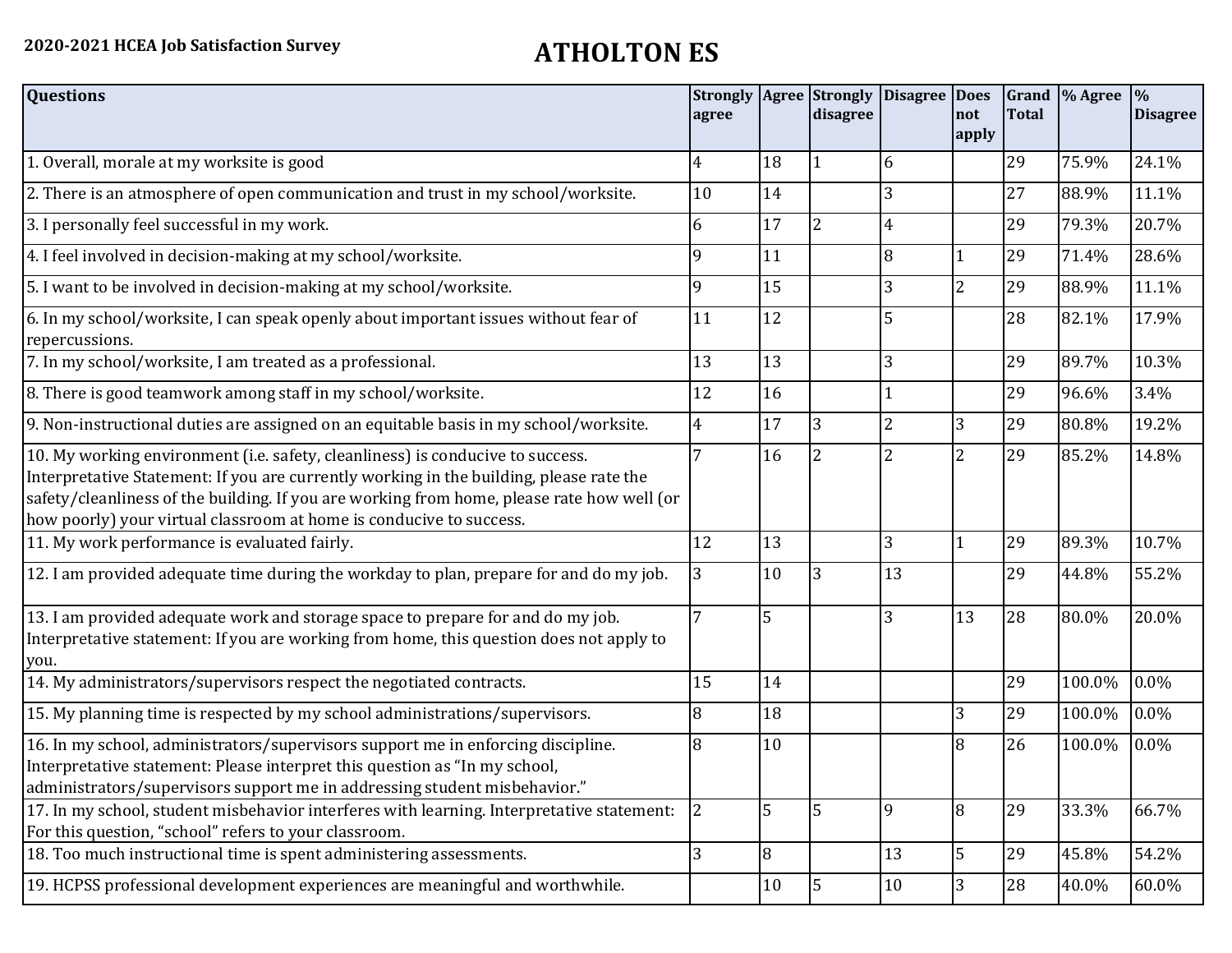**2020-2021 HCEA Job Satisfaction Survey**

# ATHOLTON ES

| Questions | Strongly agree | Agree | Strongly disagree | Disagree | Does not apply | Grand Total | % Agree | % Disagree |
|---|---|---|---|---|---|---|---|---|
| 1. Overall, morale at my worksite is good | 4 | 18 | 1 | 6 | | 29 | 75.9% | 24.1% |
| 2. There is an atmosphere of open communication and trust in my school/worksite. | 10 | 14 | | 3 | | 27 | 88.9% | 11.1% |
| 3. I personally feel successful in my work. | 6 | 17 | 2 | 4 | | 29 | 79.3% | 20.7% |
| 4. I feel involved in decision-making at my school/worksite. | 9 | 11 | | 8 | 1 | 29 | 71.4% | 28.6% |
| 5. I want to be involved in decision-making at my school/worksite. | 9 | 15 | | 3 | 2 | 29 | 88.9% | 11.1% |
| 6. In my school/worksite, I can speak openly about important issues without fear of repercussions. | 11 | 12 | | 5 | | 28 | 82.1% | 17.9% |
| 7. In my school/worksite, I am treated as a professional. | 13 | 13 | | 3 | | 29 | 89.7% | 10.3% |
| 8. There is good teamwork among staff in my school/worksite. | 12 | 16 | | 1 | | 29 | 96.6% | 3.4% |
| 9. Non-instructional duties are assigned on an equitable basis in my school/worksite. | 4 | 17 | 3 | 2 | 3 | 29 | 80.8% | 19.2% |
| 10. My working environment (i.e. safety, cleanliness) is conducive to success. Interpretative Statement: If you are currently working in the building, please rate the safety/cleanliness of the building. If you are working from home, please rate how well (or how poorly) your virtual classroom at home is conducive to success. | 7 | 16 | 2 | 2 | 2 | 29 | 85.2% | 14.8% |
| 11. My work performance is evaluated fairly. | 12 | 13 | | 3 | 1 | 29 | 89.3% | 10.7% |
| 12. I am provided adequate time during the workday to plan, prepare for and do my job. | 3 | 10 | 3 | 13 | | 29 | 44.8% | 55.2% |
| 13. I am provided adequate work and storage space to prepare for and do my job. Interpretative statement: If you are working from home, this question does not apply to you. | 7 | 5 | | 3 | 13 | 28 | 80.0% | 20.0% |
| 14. My administrators/supervisors respect the negotiated contracts. | 15 | 14 | | | | 29 | 100.0% | 0.0% |
| 15. My planning time is respected by my school administrations/supervisors. | 8 | 18 | | | 3 | 29 | 100.0% | 0.0% |
| 16. In my school, administrators/supervisors support me in enforcing discipline. Interpretative statement: Please interpret this question as "In my school, administrators/supervisors support me in addressing student misbehavior." | 8 | 10 | | | 8 | 26 | 100.0% | 0.0% |
| 17. In my school, student misbehavior interferes with learning. Interpretative statement: For this question, "school" refers to your classroom. | 2 | 5 | 5 | 9 | 8 | 29 | 33.3% | 66.7% |
| 18. Too much instructional time is spent administering assessments. | 3 | 8 | | 13 | 5 | 29 | 45.8% | 54.2% |
| 19. HCPSS professional development experiences are meaningful and worthwhile. | | 10 | 5 | 10 | 3 | 28 | 40.0% | 60.0% |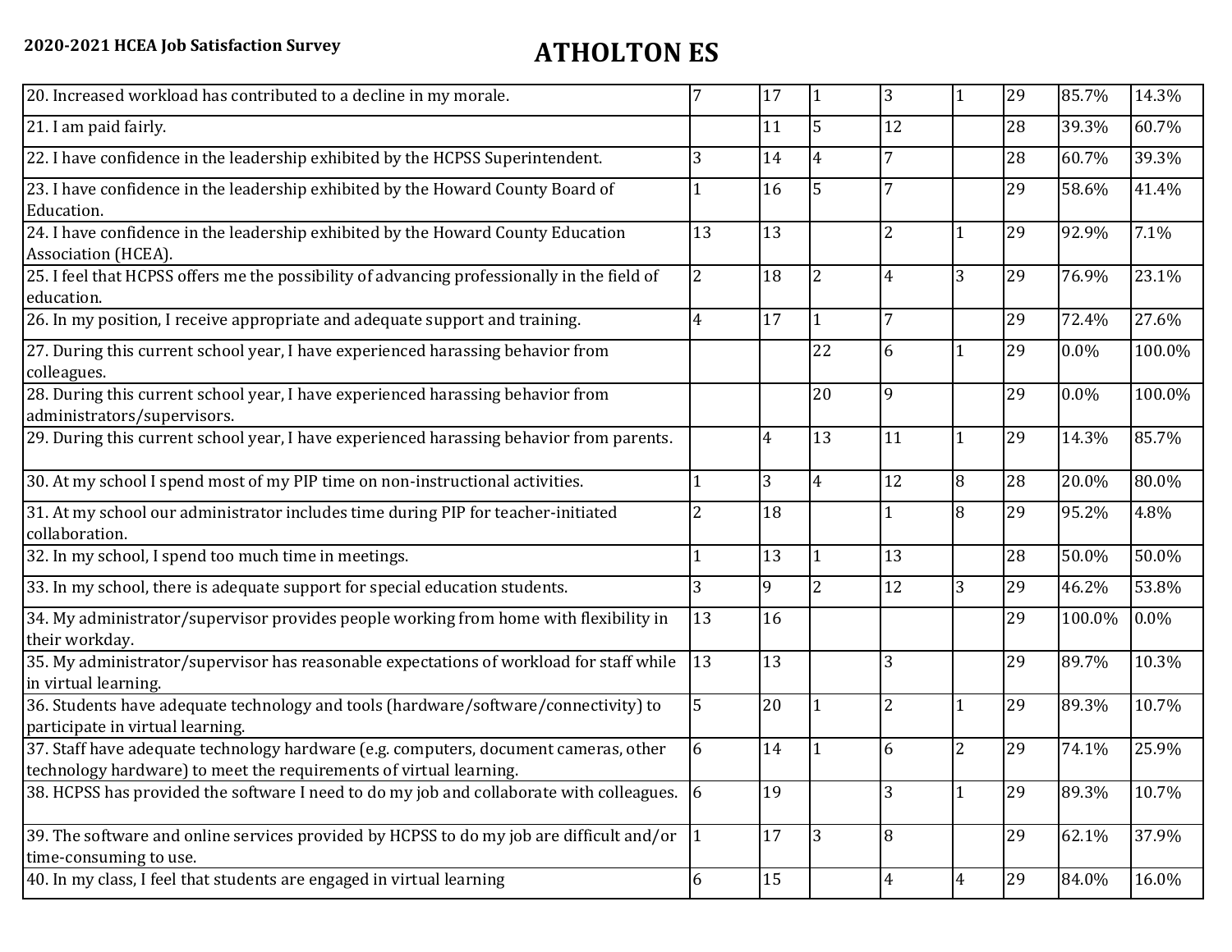**2020-2021 HCEA Job Satisfaction Survey**

# ATHOLTON ES

| | | | | | | | | |
|---|---|---|---|---|---|---|---|---|
| 20. Increased workload has contributed to a decline in my morale. | 7 | 17 | 1 | 3 | 1 | 29 | 85.7% | 14.3% |
| 21. I am paid fairly. | | 11 | 5 | 12 | | 28 | 39.3% | 60.7% |
| 22. I have confidence in the leadership exhibited by the HCPSS Superintendent. | 3 | 14 | 4 | 7 | | 28 | 60.7% | 39.3% |
| 23. I have confidence in the leadership exhibited by the Howard County Board of Education. | 1 | 16 | 5 | 7 | | 29 | 58.6% | 41.4% |
| 24. I have confidence in the leadership exhibited by the Howard County Education Association (HCEA). | 13 | 13 | | 2 | 1 | 29 | 92.9% | 7.1% |
| 25. I feel that HCPSS offers me the possibility of advancing professionally in the field of education. | 2 | 18 | 2 | 4 | 3 | 29 | 76.9% | 23.1% |
| 26. In my position, I receive appropriate and adequate support and training. | 4 | 17 | 1 | 7 | | 29 | 72.4% | 27.6% |
| 27. During this current school year, I have experienced harassing behavior from colleagues. | | | 22 | 6 | 1 | 29 | 0.0% | 100.0% |
| 28. During this current school year, I have experienced harassing behavior from administrators/supervisors. | | | 20 | 9 | | 29 | 0.0% | 100.0% |
| 29. During this current school year, I have experienced harassing behavior from parents. | | 4 | 13 | 11 | 1 | 29 | 14.3% | 85.7% |
| 30. At my school I spend most of my PIP time on non-instructional activities. | 1 | 3 | 4 | 12 | 8 | 28 | 20.0% | 80.0% |
| 31. At my school our administrator includes time during PIP for teacher-initiated collaboration. | 2 | 18 | | 1 | 8 | 29 | 95.2% | 4.8% |
| 32. In my school, I spend too much time in meetings. | 1 | 13 | 1 | 13 | | 28 | 50.0% | 50.0% |
| 33. In my school, there is adequate support for special education students. | 3 | 9 | 2 | 12 | 3 | 29 | 46.2% | 53.8% |
| 34. My administrator/supervisor provides people working from home with flexibility in their workday. | 13 | 16 | | | | 29 | 100.0% | 0.0% |
| 35. My administrator/supervisor has reasonable expectations of workload for staff while in virtual learning. | 13 | 13 | | 3 | | 29 | 89.7% | 10.3% |
| 36. Students have adequate technology and tools (hardware/software/connectivity) to participate in virtual learning. | 5 | 20 | 1 | 2 | 1 | 29 | 89.3% | 10.7% |
| 37. Staff have adequate technology hardware (e.g. computers, document cameras, other technology hardware) to meet the requirements of virtual learning. | 6 | 14 | 1 | 6 | 2 | 29 | 74.1% | 25.9% |
| 38. HCPSS has provided the software I need to do my job and collaborate with colleagues. | 6 | 19 | | 3 | 1 | 29 | 89.3% | 10.7% |
| 39. The software and online services provided by HCPSS to do my job are difficult and/or time-consuming to use. | 1 | 17 | 3 | 8 | | 29 | 62.1% | 37.9% |
| 40. In my class, I feel that students are engaged in virtual learning | 6 | 15 | | 4 | 4 | 29 | 84.0% | 16.0% |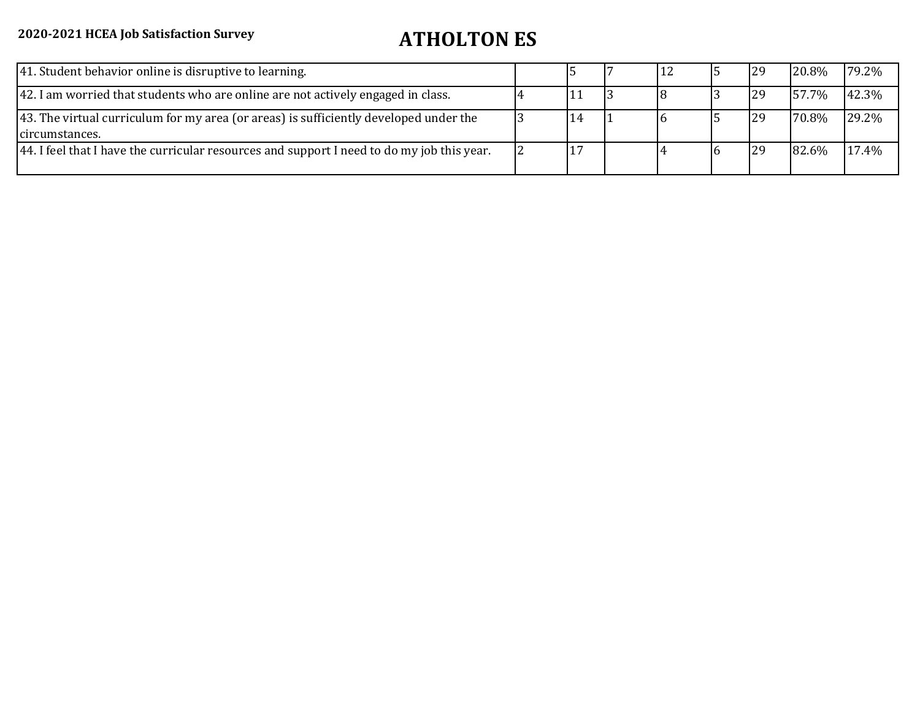**2020-2021 HCEA Job Satisfaction Survey**

# ATHOLTON ES

| | | | | | | | | |
|---|---|---|---|---|---|---|---|---|
| 41. Student behavior online is disruptive to learning. | | 5 | 7 | 12 | 5 | 29 | 20.8% | 79.2% |
| 42. I am worried that students who are online are not actively engaged in class. | 4 | 11 | 3 | 8 | 3 | 29 | 57.7% | 42.3% |
| 43. The virtual curriculum for my area (or areas) is sufficiently developed under the circumstances. | 3 | 14 | 1 | 6 | 5 | 29 | 70.8% | 29.2% |
| 44. I feel that I have the curricular resources and support I need to do my job this year. | 2 | 17 | | 4 | 6 | 29 | 82.6% | 17.4% |